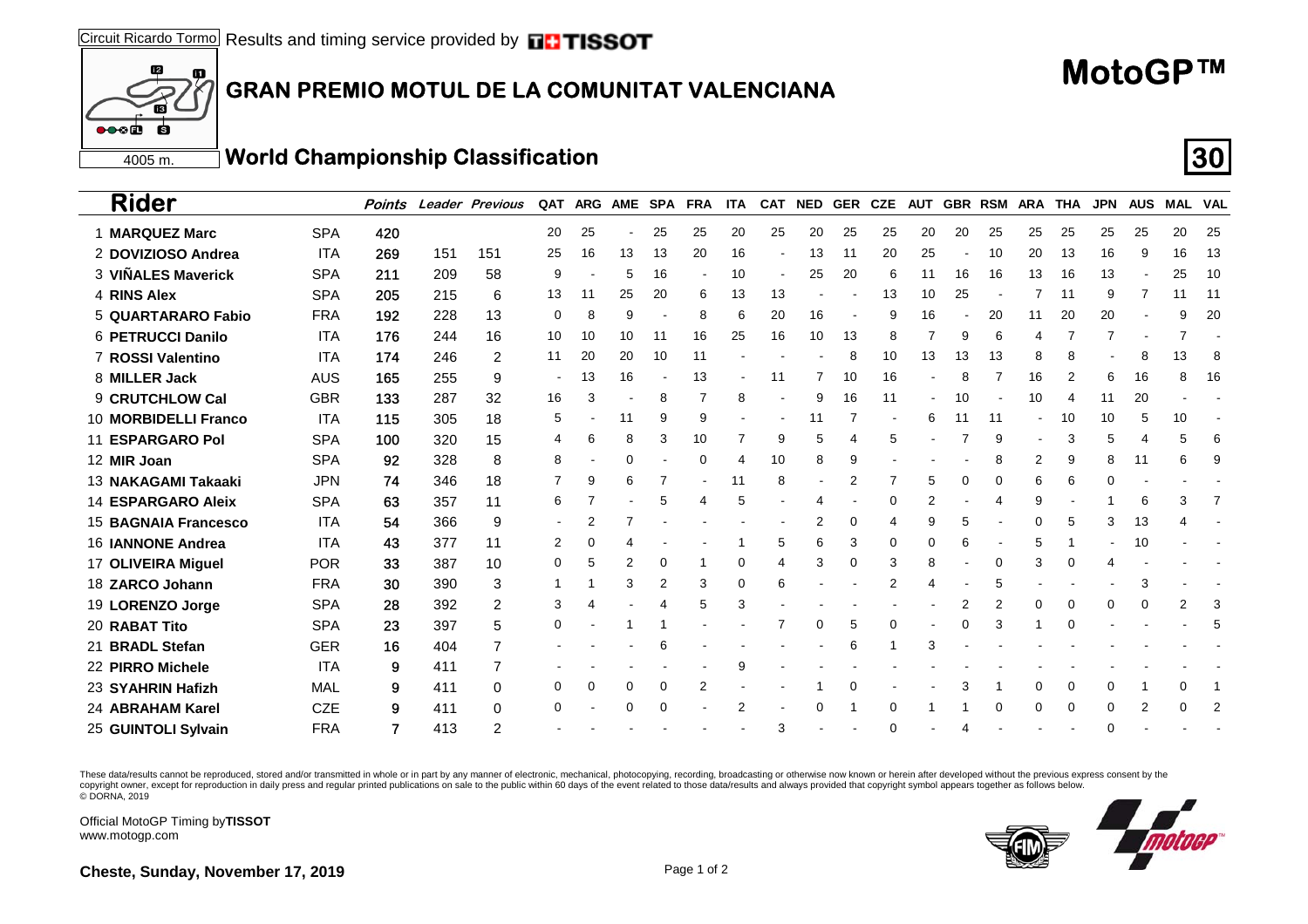Circuit Ricardo Tormo

Results and timing service provided by TISSOT

4005 m.

# GRAN PREMIO MOTUL DE LA COMUNITAT VALENCIANA

# MotoGP™

## World Championship Classification

| Rider | | Points | Leader | Previous | QAT | ARG | AME | SPA | FRA | ITA | CAT | NED | GER | CZE | AUT | GBR | RSM | ARA | THA | JPN | AUS | MAL | VAL |
|---|---|---|---|---|---|---|---|---|---|---|---|---|---|---|---|---|---|---|---|---|---|---|---|
| 1 **MARQUEZ Marc** | SPA | **420** | | | 20 | 25 | - | 25 | 25 | 20 | 25 | 20 | 25 | 25 | 20 | 20 | 25 | 25 | 25 | 25 | 25 | 20 | 25 |
| 2 **DOVIZIOSO Andrea** | ITA | **269** | 151 | 151 | 25 | 16 | 13 | 13 | 20 | 16 | - | 13 | 11 | 20 | 25 | - | 10 | 20 | 13 | 16 | 9 | 16 | 13 |
| 3 **VIÑALES Maverick** | SPA | **211** | 209 | 58 | 9 | - | 5 | 16 | - | 10 | - | 25 | 20 | 6 | 11 | 16 | 16 | 13 | 16 | 13 | - | 25 | 10 |
| 4 **RINS Alex** | SPA | **205** | 215 | 6 | 13 | 11 | 25 | 20 | 6 | 13 | 13 | - | - | 13 | 10 | 25 | - | 7 | 11 | 9 | 7 | 11 | 11 |
| 5 **QUARTARARO Fabio** | FRA | **192** | 228 | 13 | 0 | 8 | 9 | - | 8 | 6 | 20 | 16 | - | 9 | 16 | - | 20 | 11 | 20 | 20 | - | 9 | 20 |
| 6 **PETRUCCI Danilo** | ITA | **176** | 244 | 16 | 10 | 10 | 10 | 11 | 16 | 25 | 16 | 10 | 13 | 8 | 7 | 9 | 6 | 4 | 7 | 7 | - | 7 | - |
| 7 **ROSSI Valentino** | ITA | **174** | 246 | 2 | 11 | 20 | 20 | 10 | 11 | - | - | - | 8 | 10 | 13 | 13 | 13 | 8 | 8 | - | 8 | 13 | 8 |
| 8 **MILLER Jack** | AUS | **165** | 255 | 9 | - | 13 | 16 | - | 13 | - | 11 | 7 | 10 | 16 | - | 8 | 7 | 16 | 2 | 6 | 16 | 8 | 16 |
| 9 **CRUTCHLOW Cal** | GBR | **133** | 287 | 32 | 16 | 3 | - | 8 | 7 | 8 | - | 9 | 16 | 11 | - | 10 | - | 10 | 4 | 11 | 20 | - | - |
| 10 **MORBIDELLI Franco** | ITA | **115** | 305 | 18 | 5 | - | 11 | 9 | 9 | - | - | 11 | 7 | - | 6 | 11 | 11 | - | 10 | 10 | 5 | 10 | - |
| 11 **ESPARGARO Pol** | SPA | **100** | 320 | 15 | 4 | 6 | 8 | 3 | 10 | 7 | 9 | 5 | 4 | 5 | - | 7 | 9 | - | 3 | 5 | 4 | 5 | 6 |
| 12 **MIR Joan** | SPA | **92** | 328 | 8 | 8 | - | 0 | - | 0 | 4 | 10 | 8 | 9 | - | - | - | 8 | 2 | 9 | 8 | 11 | 6 | 9 |
| 13 **NAKAGAMI Takaaki** | JPN | **74** | 346 | 18 | 7 | 9 | 6 | 7 | - | 11 | 8 | - | 2 | 7 | 5 | 0 | 0 | 6 | 6 | 0 | - | - | - |
| 14 **ESPARGARO Aleix** | SPA | **63** | 357 | 11 | 6 | 7 | - | 5 | 4 | 5 | - | 4 | - | 0 | 2 | - | 4 | 9 | - | 1 | 6 | 3 | 7 |
| 15 **BAGNAIA Francesco** | ITA | **54** | 366 | 9 | - | 2 | 7 | - | - | - | - | 2 | 0 | 4 | 9 | 5 | - | 0 | 5 | 3 | 13 | 4 | - |
| 16 **IANNONE Andrea** | ITA | **43** | 377 | 11 | 2 | 0 | 4 | - | - | 1 | 5 | 6 | 3 | 0 | 0 | 6 | - | 5 | 1 | - | 10 | - | - |
| 17 **OLIVEIRA Miguel** | POR | **33** | 387 | 10 | 0 | 5 | 2 | 0 | 1 | 0 | 4 | 3 | 0 | 3 | 8 | - | 0 | 3 | 0 | 4 | - | - | - |
| 18 **ZARCO Johann** | FRA | **30** | 390 | 3 | 1 | 1 | 3 | 2 | 3 | 0 | 6 | - | - | 2 | 4 | - | 5 | - | - | - | 3 | - | - |
| 19 **LORENZO Jorge** | SPA | **28** | 392 | 2 | 3 | 4 | - | 4 | 5 | 3 | - | - | - | - | - | 2 | 2 | 0 | 0 | 0 | 0 | 2 | 3 |
| 20 **RABAT Tito** | SPA | **23** | 397 | 5 | 0 | - | 1 | 1 | - | - | 7 | 0 | 5 | 0 | - | 0 | 3 | 1 | 0 | - | - | - | 5 |
| 21 **BRADL Stefan** | GER | **16** | 404 | 7 | - | - | - | 6 | - | - | - | - | 6 | 1 | 3 | - | - | - | - | - | - | - | - |
| 22 **PIRRO Michele** | ITA | **9** | 411 | 7 | - | - | - | - | - | 9 | - | - | - | - | - | - | - | - | - | - | - | - | - |
| 23 **SYAHRIN Hafizh** | MAL | **9** | 411 | 0 | 0 | 0 | 0 | 0 | 2 | - | - | 1 | 0 | - | - | 3 | 1 | 0 | 0 | 0 | 1 | 0 | 1 |
| 24 **ABRAHAM Karel** | CZE | **9** | 411 | 0 | 0 | - | 0 | 0 | - | 2 | - | 0 | 1 | 0 | 1 | 1 | 0 | 0 | 0 | 0 | 2 | 0 | 2 |
| 25 **GUINTOLI Sylvain** | FRA | **7** | 413 | 2 | - | - | - | - | - | - | 3 | - | - | 0 | - | 4 | - | - | - | 0 | - | - | - |

These data/results cannot be reproduced, stored and/or transmitted in whole or in part by any manner of electronic, mechanical, photocopying, recording, broadcasting or otherwise now known or herein after developed without the previous express consent by the copyright owner, except for reproduction in daily press and regular printed publications on sale to the public within 60 days of the event related to those data/results and always provided that copyright symbol appears together as follows below.
© DORNA, 2019

Official MotoGP Timing by **TISSOT**
www.motogp.com

**Cheste, Sunday, November 17, 2019**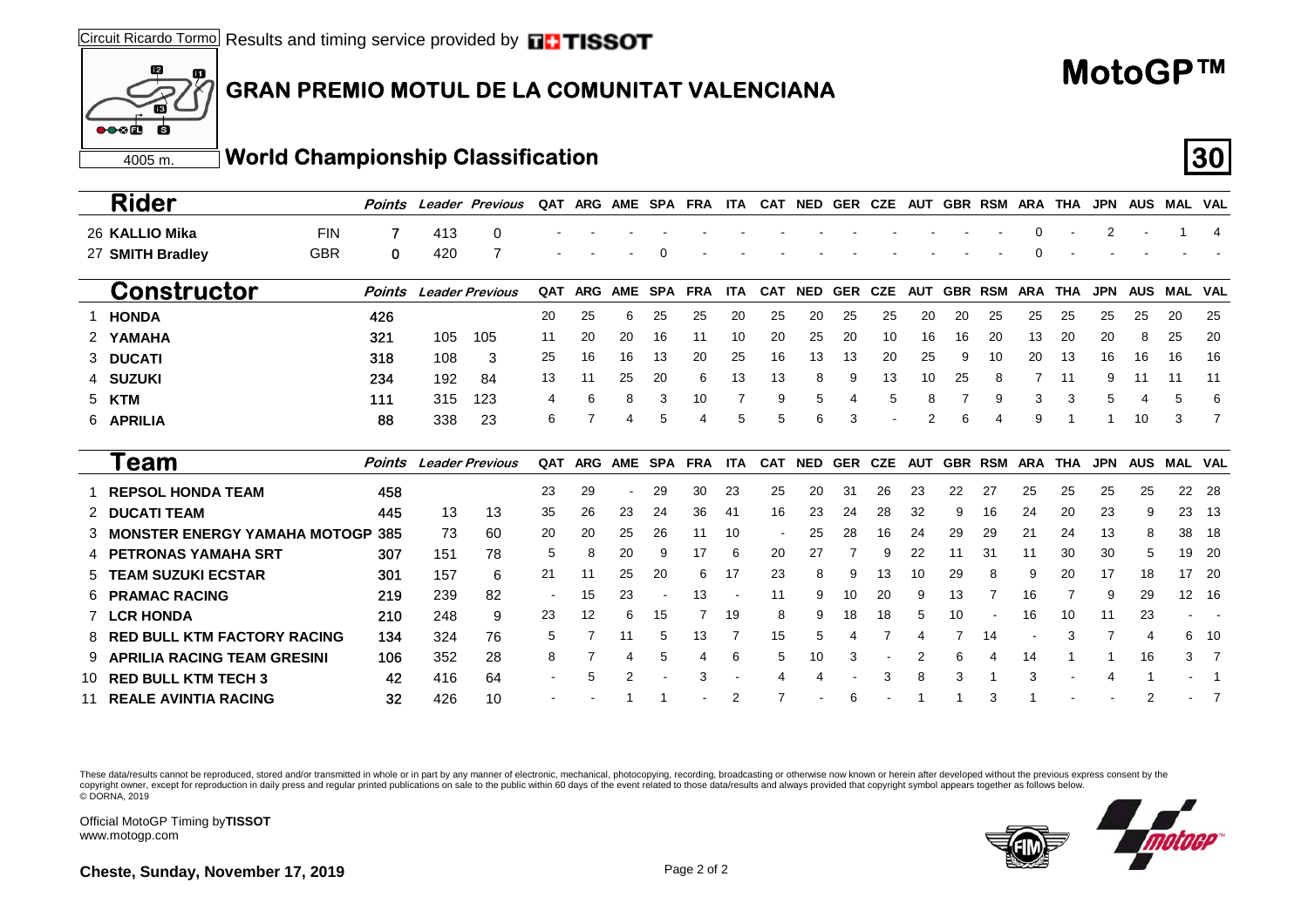Circuit Ricardo Tormo Results and timing service provided by TISSOT

# GRAN PREMIO MOTUL DE LA COMUNITAT VALENCIANA

# MotoGP™

4005 m.

## World Championship Classification

30

| | Rider | | Points | Leader | Previous | QAT | ARG | AME | SPA | FRA | ITA | CAT | NED | GER | CZE | AUT | GBR | RSM | ARA | THA | JPN | AUS | MAL | VAL |
|---|---|---|---|---|---|---|---|---|---|---|---|---|---|---|---|---|---|---|---|---|---|---|---|---|
| 26 | KALLIO Mika | FIN | 7 | 413 | 0 | - | - | - | - | - | - | - | - | - | - | - | - | - | 0 | - | 2 | - | 1 | 4 |
| 27 | SMITH Bradley | GBR | 0 | 420 | 7 | - | - | - | 0 | - | - | - | - | - | - | - | - | - | 0 | - | - | - | - | - |

| | Constructor | Points | Leader | Previous | QAT | ARG | AME | SPA | FRA | ITA | CAT | NED | GER | CZE | AUT | GBR | RSM | ARA | THA | JPN | AUS | MAL | VAL |
|---|---|---|---|---|---|---|---|---|---|---|---|---|---|---|---|---|---|---|---|---|---|---|---|
| 1 | HONDA | 426 | | | 20 | 25 | 6 | 25 | 25 | 20 | 25 | 20 | 25 | 25 | 20 | 20 | 25 | 25 | 25 | 25 | 25 | 20 | 25 |
| 2 | YAMAHA | 321 | 105 | 105 | 11 | 20 | 20 | 16 | 11 | 10 | 20 | 25 | 20 | 10 | 16 | 16 | 20 | 13 | 20 | 20 | 8 | 25 | 20 |
| 3 | DUCATI | 318 | 108 | 3 | 25 | 16 | 16 | 13 | 20 | 25 | 16 | 13 | 13 | 20 | 25 | 9 | 10 | 20 | 13 | 16 | 16 | 16 | 16 |
| 4 | SUZUKI | 234 | 192 | 84 | 13 | 11 | 25 | 20 | 6 | 13 | 13 | 8 | 9 | 13 | 10 | 25 | 8 | 7 | 11 | 9 | 11 | 11 | 11 |
| 5 | KTM | 111 | 315 | 123 | 4 | 6 | 8 | 3 | 10 | 7 | 9 | 5 | 4 | 5 | 8 | 7 | 9 | 3 | 3 | 5 | 4 | 5 | 6 |
| 6 | APRILIA | 88 | 338 | 23 | 6 | 7 | 4 | 5 | 4 | 5 | 5 | 6 | 3 | - | 2 | 6 | 4 | 9 | 1 | 1 | 10 | 3 | 7 |

| | Team | Points | Leader | Previous | QAT | ARG | AME | SPA | FRA | ITA | CAT | NED | GER | CZE | AUT | GBR | RSM | ARA | THA | JPN | AUS | MAL | VAL |
|---|---|---|---|---|---|---|---|---|---|---|---|---|---|---|---|---|---|---|---|---|---|---|---|
| 1 | REPSOL HONDA TEAM | 458 | | | 23 | 29 | - | 29 | 30 | 23 | 25 | 20 | 31 | 26 | 23 | 22 | 27 | 25 | 25 | 25 | 25 | 22 | 28 |
| 2 | DUCATI TEAM | 445 | 13 | 13 | 35 | 26 | 23 | 24 | 36 | 41 | 16 | 23 | 24 | 28 | 32 | 9 | 16 | 24 | 20 | 23 | 9 | 23 | 13 |
| 3 | MONSTER ENERGY YAMAHA MOTOGP | 385 | 73 | 60 | 20 | 20 | 25 | 26 | 11 | 10 | - | 25 | 28 | 16 | 24 | 29 | 29 | 21 | 24 | 13 | 8 | 38 | 18 |
| 4 | PETRONAS YAMAHA SRT | 307 | 151 | 78 | 5 | 8 | 20 | 9 | 17 | 6 | 20 | 27 | 7 | 9 | 22 | 11 | 31 | 11 | 30 | 30 | 5 | 19 | 20 |
| 5 | TEAM SUZUKI ECSTAR | 301 | 157 | 6 | 21 | 11 | 25 | 20 | 6 | 17 | 23 | 8 | 9 | 13 | 10 | 29 | 8 | 9 | 20 | 17 | 18 | 17 | 20 |
| 6 | PRAMAC RACING | 219 | 239 | 82 | - | 15 | 23 | - | 13 | - | 11 | 9 | 10 | 20 | 9 | 13 | 7 | 16 | 7 | 9 | 29 | 12 | 16 |
| 7 | LCR HONDA | 210 | 248 | 9 | 23 | 12 | 6 | 15 | 7 | 19 | 8 | 9 | 18 | 18 | 5 | 10 | - | 16 | 10 | 11 | 23 | - | - |
| 8 | RED BULL KTM FACTORY RACING | 134 | 324 | 76 | 5 | 7 | 11 | 5 | 13 | 7 | 15 | 5 | 4 | 7 | 4 | 7 | 14 | - | 3 | 7 | 4 | 6 | 10 |
| 9 | APRILIA RACING TEAM GRESINI | 106 | 352 | 28 | 8 | 7 | 4 | 5 | 4 | 6 | 5 | 10 | 3 | - | 2 | 6 | 4 | 14 | 1 | 1 | 16 | 3 | 7 |
| 10 | RED BULL KTM TECH 3 | 42 | 416 | 64 | - | 5 | 2 | - | 3 | - | 4 | 4 | - | 3 | 8 | 3 | 1 | 3 | - | 4 | 1 | - | 1 |
| 11 | REALE AVINTIA RACING | 32 | 426 | 10 | - | - | 1 | 1 | - | 2 | 7 | - | 6 | - | 1 | 1 | 3 | 1 | - | - | 2 | - | 7 |

These data/results cannot be reproduced, stored and/or transmitted in whole or in part by any manner of electronic, mechanical, photocopying, recording, broadcasting or otherwise now known or herein after developed without the previous express consent by the copyright owner, except for reproduction in daily press and regular printed publications on sale to the public within 60 days of the event related to those data/results and always provided that copyright symbol appears together as follows below.
© DORNA, 2019

Official MotoGP Timing by TISSOT
www.motogp.com

Cheste, Sunday, November 17, 2019